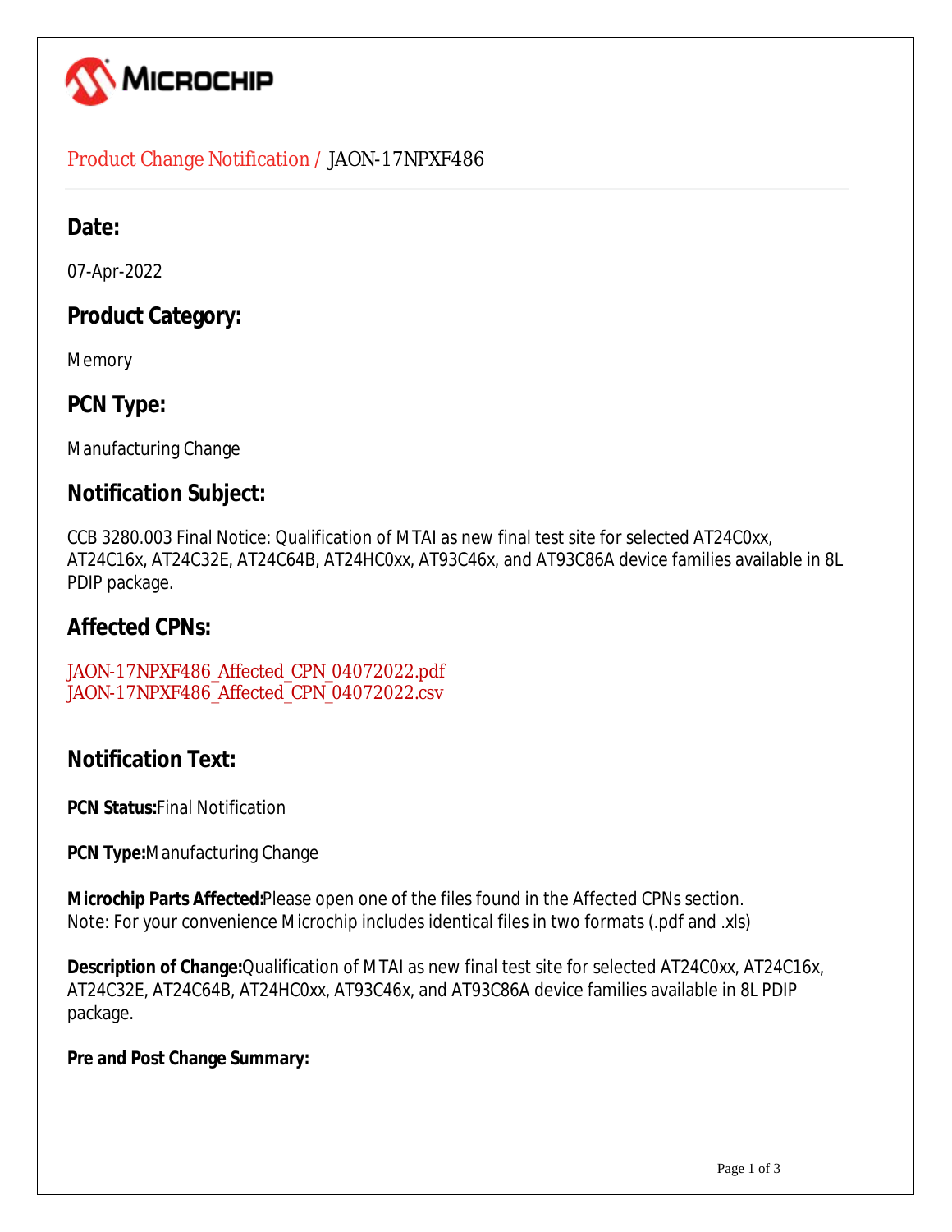MICROCHIP

Product Change Notification / JAON-17NPXF486

## Date:

07-Apr-2022

## Product Category:

Memory

## PCN Type:

Manufacturing Change

## Notification Subject:

CCB 3280.003 Final Notice: Qualification of MTAI as new final test site for selected AT24C0xx, AT24C16x, AT24C32E, AT24C64B, AT24HC0xx, AT93C46x, and AT93C86A device families available in 8L PDIP package.

## Affected CPNs:

JAON-17NPXF486_Affected_CPN_04072022.pdf
JAON-17NPXF486_Affected_CPN_04072022.csv

## Notification Text:

**PCN Status:**Final Notification

**PCN Type:**Manufacturing Change

**Microchip Parts Affected:**Please open one of the files found in the Affected CPNs section.
Note: For your convenience Microchip includes identical files in two formats (.pdf and .xls)

**Description of Change:**Qualification of MTAI as new final test site for selected AT24C0xx, AT24C16x, AT24C32E, AT24C64B, AT24HC0xx, AT93C46x, and AT93C86A device families available in 8L PDIP package.

**Pre and Post Change Summary:**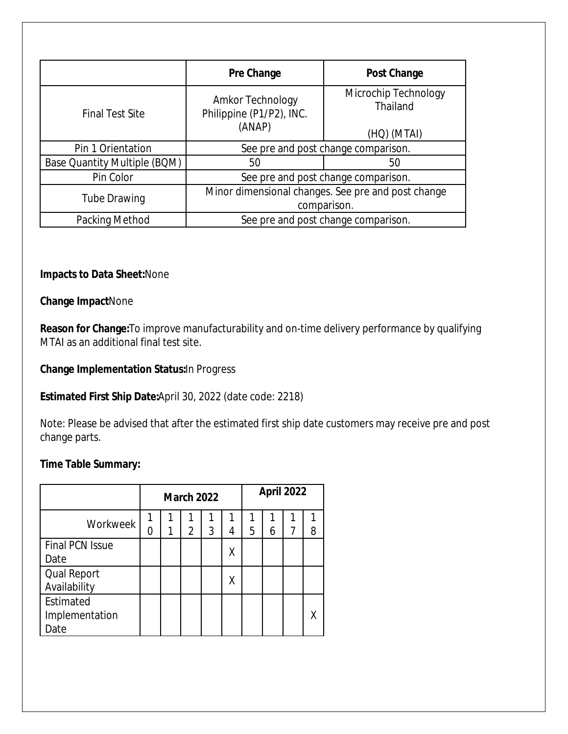| | Pre Change | Post Change |
|---|---|---|
| Final Test Site | Amkor Technology Philippine (P1/P2), INC. (ANAP) | Microchip Technology Thailand (HQ) (MTAI) |
| Pin 1 Orientation | See pre and post change comparison. | |
| Base Quantity Multiple (BQM) | 50 | 50 |
| Pin Color | See pre and post change comparison. | |
| Tube Drawing | Minor dimensional changes. See pre and post change comparison. | |
| Packing Method | See pre and post change comparison. | |

**Impacts to Data Sheet:** None

**Change Impact** None

**Reason for Change:** To improve manufacturability and on-time delivery performance by qualifying MTAI as an additional final test site.

**Change Implementation Status:** In Progress

**Estimated First Ship Date:** April 30, 2022 (date code: 2218)

Note: Please be advised that after the estimated first ship date customers may receive pre and post change parts.

**Time Table Summary:**

| | March 2022 | | | | | April 2022 | | | |
|---|---|---|---|---|---|---|---|---|---|
| Workweek | 10 | 11 | 12 | 13 | 14 | 15 | 16 | 17 | 18 |
| Final PCN Issue Date | | | | | X | | | | |
| Qual Report Availability | | | | | X | | | | |
| Estimated Implementation Date | | | | | | | | | X |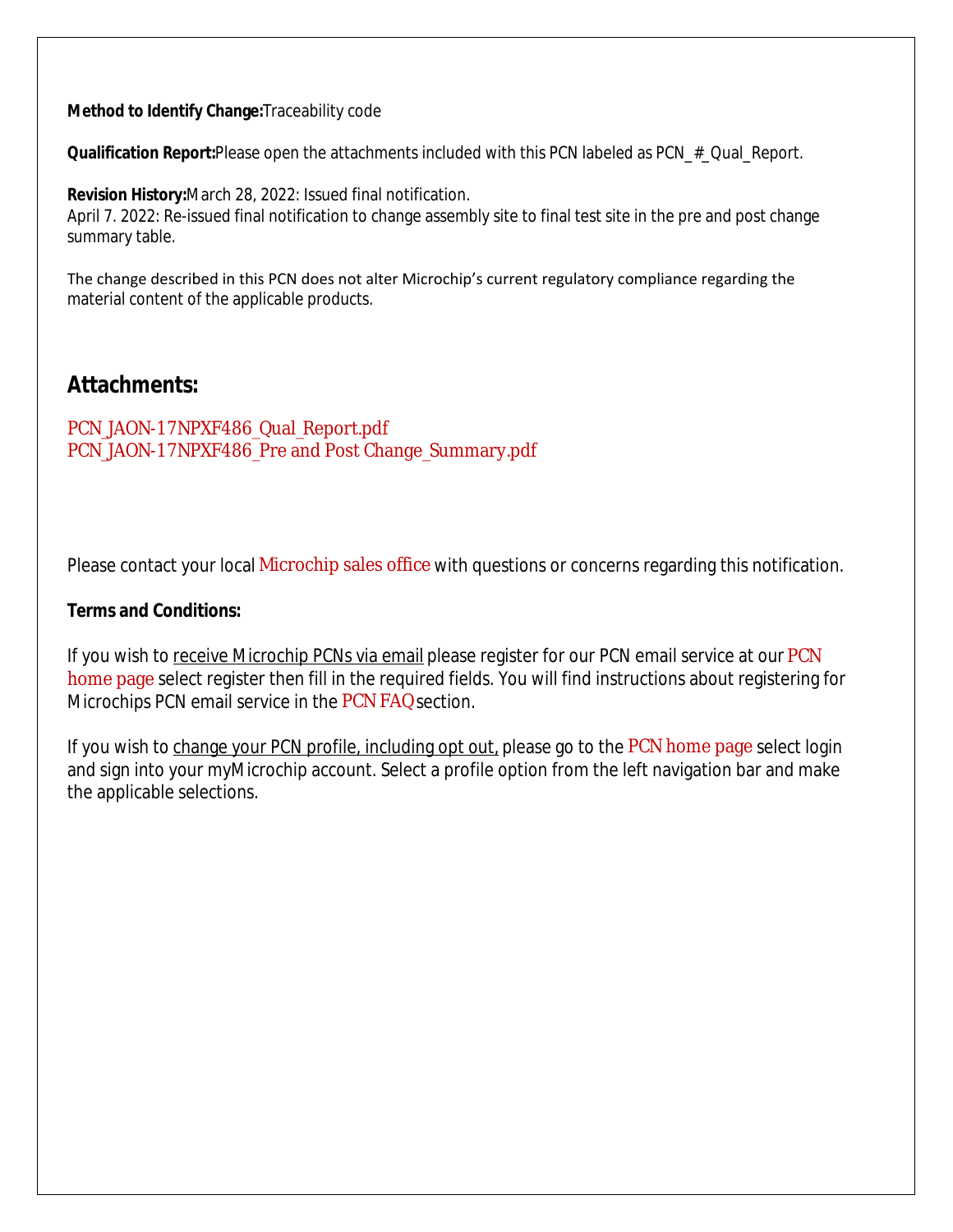**Method to Identify Change:** Traceability code

**Qualification Report:** Please open the attachments included with this PCN labeled as PCN_#_Qual_Report.

**Revision History:** March 28, 2022: Issued final notification.
April 7. 2022: Re-issued final notification to change assembly site to final test site in the pre and post change summary table.

The change described in this PCN does not alter Microchip's current regulatory compliance regarding the material content of the applicable products.

## Attachments:

PCN_JAON-17NPXF486_Qual_Report.pdf
PCN_JAON-17NPXF486_Pre and Post Change_Summary.pdf

Please contact your local Microchip sales office with questions or concerns regarding this notification.

**Terms and Conditions:**

If you wish to receive Microchip PCNs via email please register for our PCN email service at our PCN home page select register then fill in the required fields. You will find instructions about registering for Microchips PCN email service in the PCN FAQ section.

If you wish to change your PCN profile, including opt out, please go to the PCN home page select login and sign into your myMicrochip account. Select a profile option from the left navigation bar and make the applicable selections.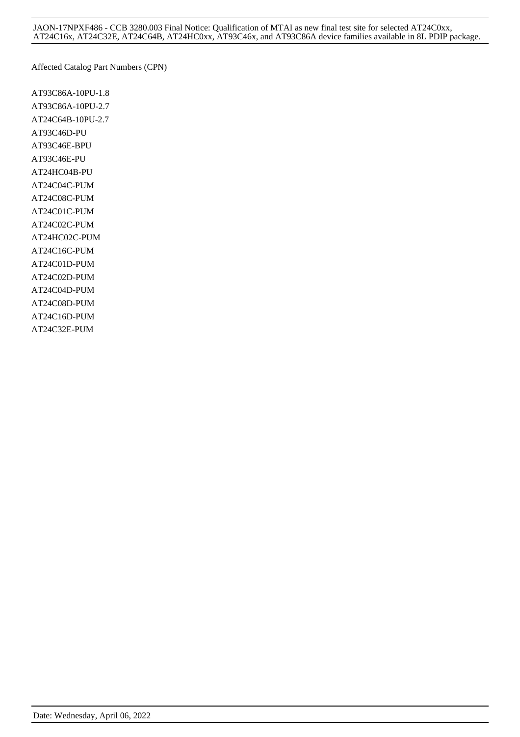Affected Catalog Part Numbers (CPN)

AT93C86A-10PU-1.8
AT93C86A-10PU-2.7
AT24C64B-10PU-2.7
AT93C46D-PU
AT93C46E-BPU
AT93C46E-PU
AT24HC04B-PU
AT24C04C-PUM
AT24C08C-PUM
AT24C01C-PUM
AT24C02C-PUM
AT24HC02C-PUM
AT24C16C-PUM
AT24C01D-PUM
AT24C02D-PUM
AT24C04D-PUM
AT24C08D-PUM
AT24C16D-PUM
AT24C32E-PUM